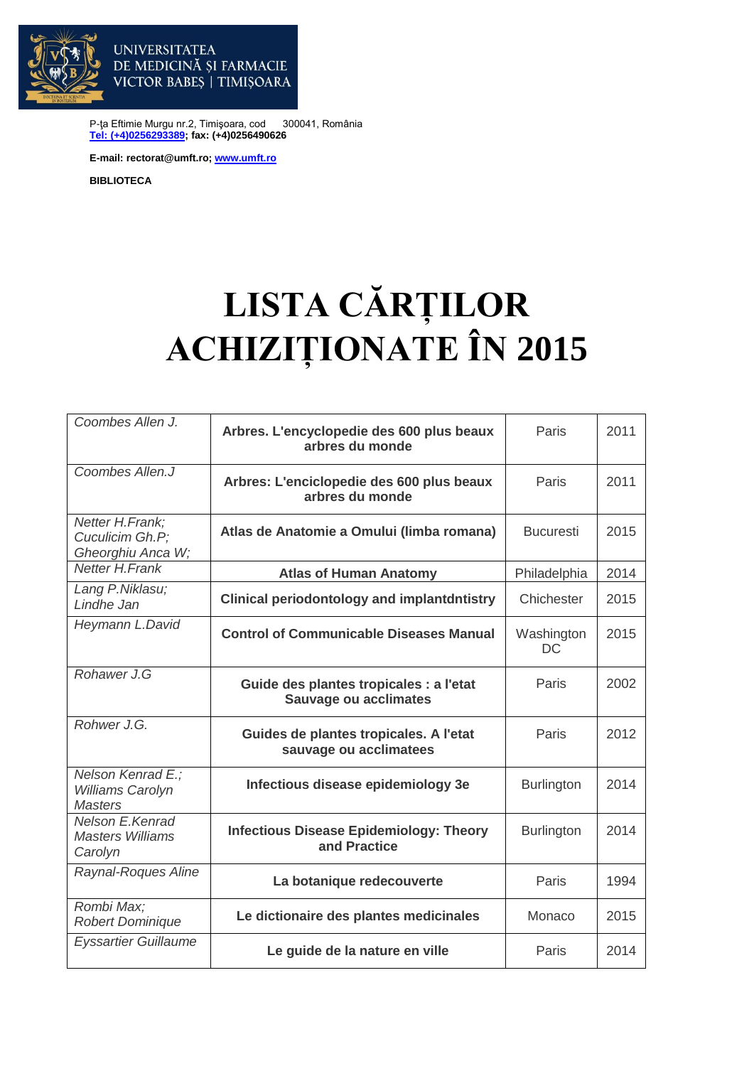UNIVERSITATEA DE MEDICINĂ ŞI FARMACIE VICTOR BABEŞ | TIMIŞOARA

P-ţa Eftimie Murgu nr.2, Timişoara, cod 300041, România
**Tel: (+4)0256293389; fax: (+4)0256490626**

**E-mail: rectorat@umft.ro; www.umft.ro**

**BIBLIOTECA**

# LISTA CĂRȚILOR ACHIZIȚIONATE ÎN 2015

| | | | |
|---|---|---|---|
| *Coombes Allen J.* | **Arbres. L'encyclopedie des 600 plus beaux arbres du monde** | Paris | 2011 |
| *Coombes Allen.J* | **Arbres: L'enciclopedie des 600 plus beaux arbres du monde** | Paris | 2011 |
| *Netter H.Frank; Cuculicim Gh.P; Gheorghiu Anca W;* | **Atlas de Anatomie a Omului (limba romana)** | Bucuresti | 2015 |
| *Netter H.Frank* | **Atlas of Human Anatomy** | Philadelphia | 2014 |
| *Lang P.Niklasu; Lindhe Jan* | **Clinical periodontology and implantdntistry** | Chichester | 2015 |
| *Heymann L.David* | **Control of Communicable Diseases Manual** | Washington DC | 2015 |
| *Rohawer J.G* | **Guide des plantes tropicales : a l'etat Sauvage ou acclimates** | Paris | 2002 |
| *Rohwer J.G.* | **Guides de plantes tropicales. A l'etat sauvage ou acclimatees** | Paris | 2012 |
| *Nelson Kenrad E.; Williams Carolyn Masters* | **Infectious disease epidemiology 3e** | Burlington | 2014 |
| *Nelson E.Kenrad Masters Williams Carolyn* | **Infectious Disease Epidemiology: Theory and Practice** | Burlington | 2014 |
| *Raynal-Roques Aline* | **La botanique redecouverte** | Paris | 1994 |
| *Rombi Max; Robert Dominique* | **Le dictionaire des plantes medicinales** | Monaco | 2015 |
| *Eyssartier Guillaume* | **Le guide de la nature en ville** | Paris | 2014 |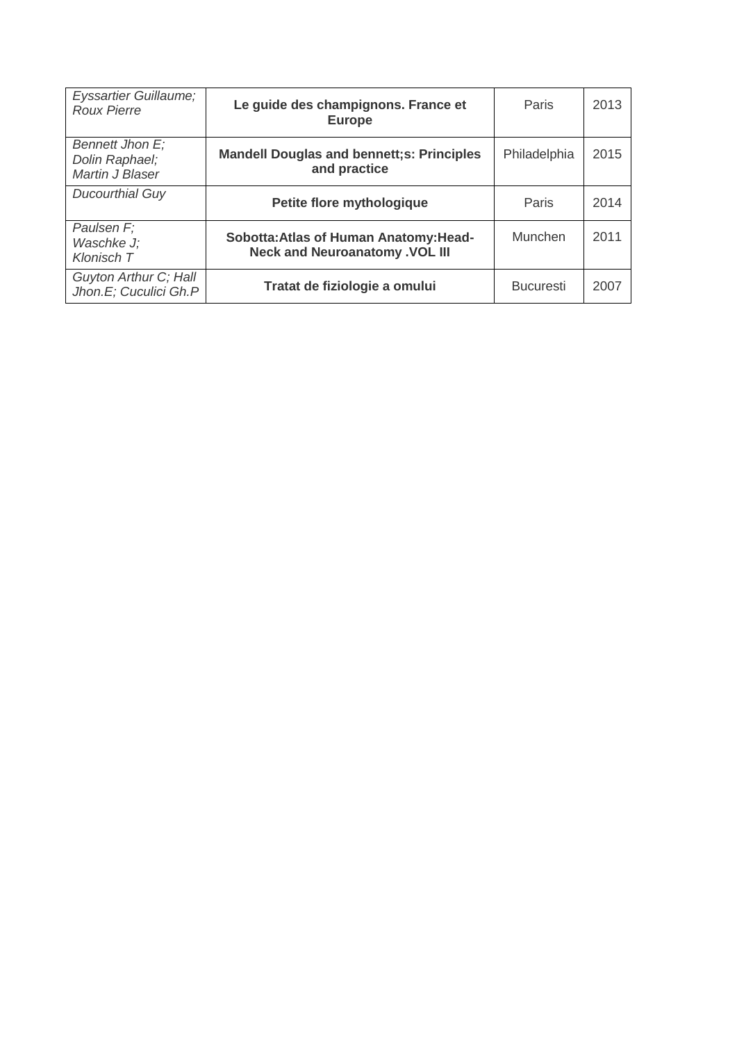| | | | |
|---|---|---|---|
| *Eyssartier Guillaume; Roux Pierre* | **Le guide des champignons. France et Europe** | Paris | 2013 |
| *Bennett Jhon E; Dolin Raphael; Martin J Blaser* | **Mandell Douglas and bennett;s: Principles and practice** | Philadelphia | 2015 |
| *Ducourthial Guy* | **Petite flore mythologique** | Paris | 2014 |
| *Paulsen F; Waschke J; Klonisch T* | **Sobotta:Atlas of Human Anatomy:Head-Neck and Neuroanatomy .VOL III** | Munchen | 2011 |
| *Guyton Arthur C; Hall Jhon.E; Cuculici Gh.P* | **Tratat de fiziologie a omului** | Bucuresti | 2007 |